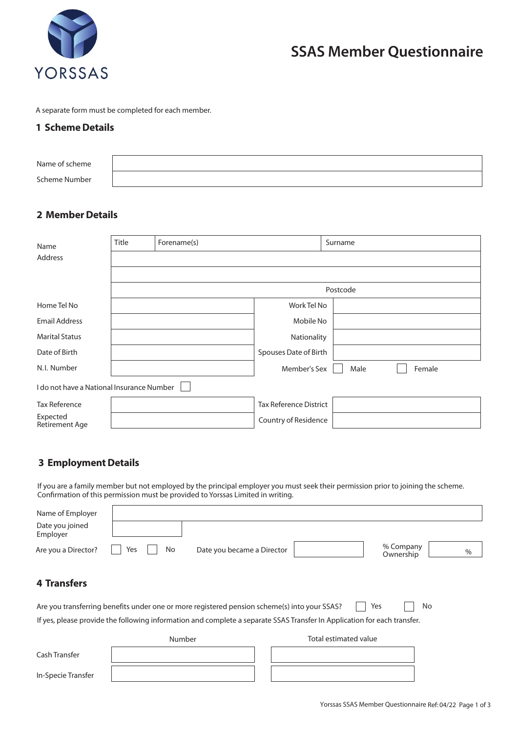YORSSAS

# SSAS Member Questionnaire

A separate form must be completed for each member.

## 1 Scheme Details

| | |
|---|---|
| Name of scheme | |
| Scheme Number | |

## 2 Member Details

| | | | |
|---|---|---|---|
| Name | Title | Forename(s) | Surname |
| Address | | | |
| | | | |
| | | Postcode | |
| Home Tel No | | Work Tel No | |
| Email Address | | Mobile No | |
| Marital Status | | Nationality | |
| Date of Birth | | Spouses Date of Birth | |
| N.I. Number | | Member's Sex | ☐ Male ☐ Female |

I do not have a National Insurance Number ☐

| | | | |
|---|---|---|---|
| Tax Reference | | Tax Reference District | |
| Expected Retirement Age | | Country of Residence | |

## 3 Employment Details

If you are a family member but not employed by the principal employer you must seek their permission prior to joining the scheme. Confirmation of this permission must be provided to Yorssas Limited in writing.

| | |
|---|---|
| Name of Employer | |
| Date you joined Employer | |

Are you a Director? ☐ Yes ☐ No Date you became a Director ______ % Company Ownership ______ %

## 4 Transfers

Are you transferring benefits under one or more registered pension scheme(s) into your SSAS? ☐ Yes ☐ No

If yes, please provide the following information and complete a separate SSAS Transfer In Application for each transfer.

| | Number | Total estimated value |
|---|---|---|
| Cash Transfer | | |
| In-Specie Transfer | | |

Yorssas SSAS Member Questionnaire Ref: 04/22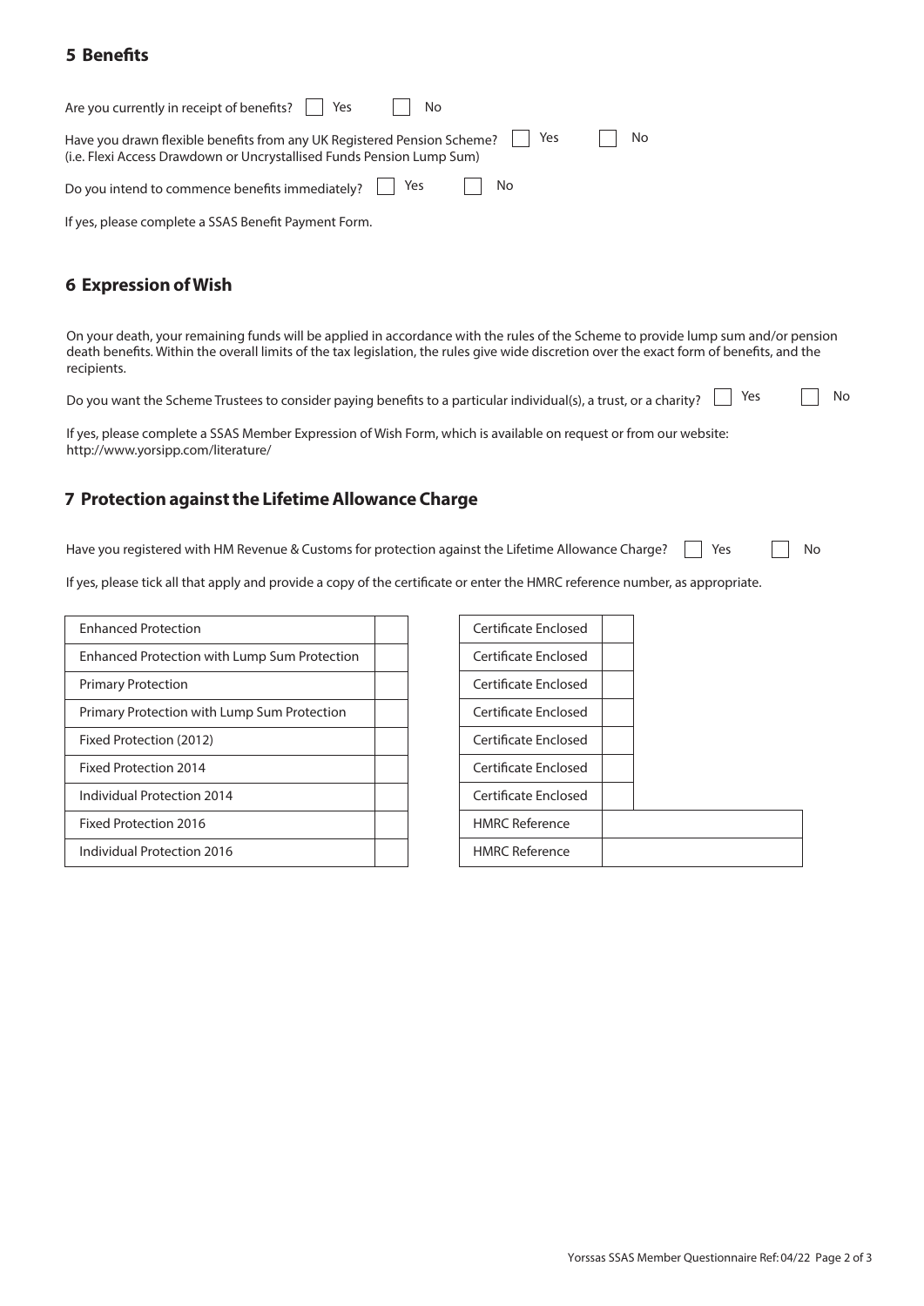## 5 Benefits

Are you currently in receipt of benefits? ☐ Yes ☐ No

Have you drawn flexible benefits from any UK Registered Pension Scheme? ☐ Yes ☐ No
(i.e. Flexi Access Drawdown or Uncrystallised Funds Pension Lump Sum)

Do you intend to commence benefits immediately? ☐ Yes ☐ No

If yes, please complete a SSAS Benefit Payment Form.

## 6 Expression of Wish

On your death, your remaining funds will be applied in accordance with the rules of the Scheme to provide lump sum and/or pension death benefits. Within the overall limits of the tax legislation, the rules give wide discretion over the exact form of benefits, and the recipients.

Do you want the Scheme Trustees to consider paying benefits to a particular individual(s), a trust, or a charity? ☐ Yes ☐ No

If yes, please complete a SSAS Member Expression of Wish Form, which is available on request or from our website: http://www.yorsipp.com/literature/

## 7 Protection against the Lifetime Allowance Charge

Have you registered with HM Revenue & Customs for protection against the Lifetime Allowance Charge? ☐ Yes ☐ No

If yes, please tick all that apply and provide a copy of the certificate or enter the HMRC reference number, as appropriate.

| Protection | | | |
|---|---|---|---|
| Enhanced Protection | | Certificate Enclosed | |
| Enhanced Protection with Lump Sum Protection | | Certificate Enclosed | |
| Primary Protection | | Certificate Enclosed | |
| Primary Protection with Lump Sum Protection | | Certificate Enclosed | |
| Fixed Protection (2012) | | Certificate Enclosed | |
| Fixed Protection 2014 | | Certificate Enclosed | |
| Individual Protection 2014 | | Certificate Enclosed | |
| Fixed Protection 2016 | | HMRC Reference | |
| Individual Protection 2016 | | HMRC Reference | |

Yorssas SSAS Member Questionnaire Ref: 04/22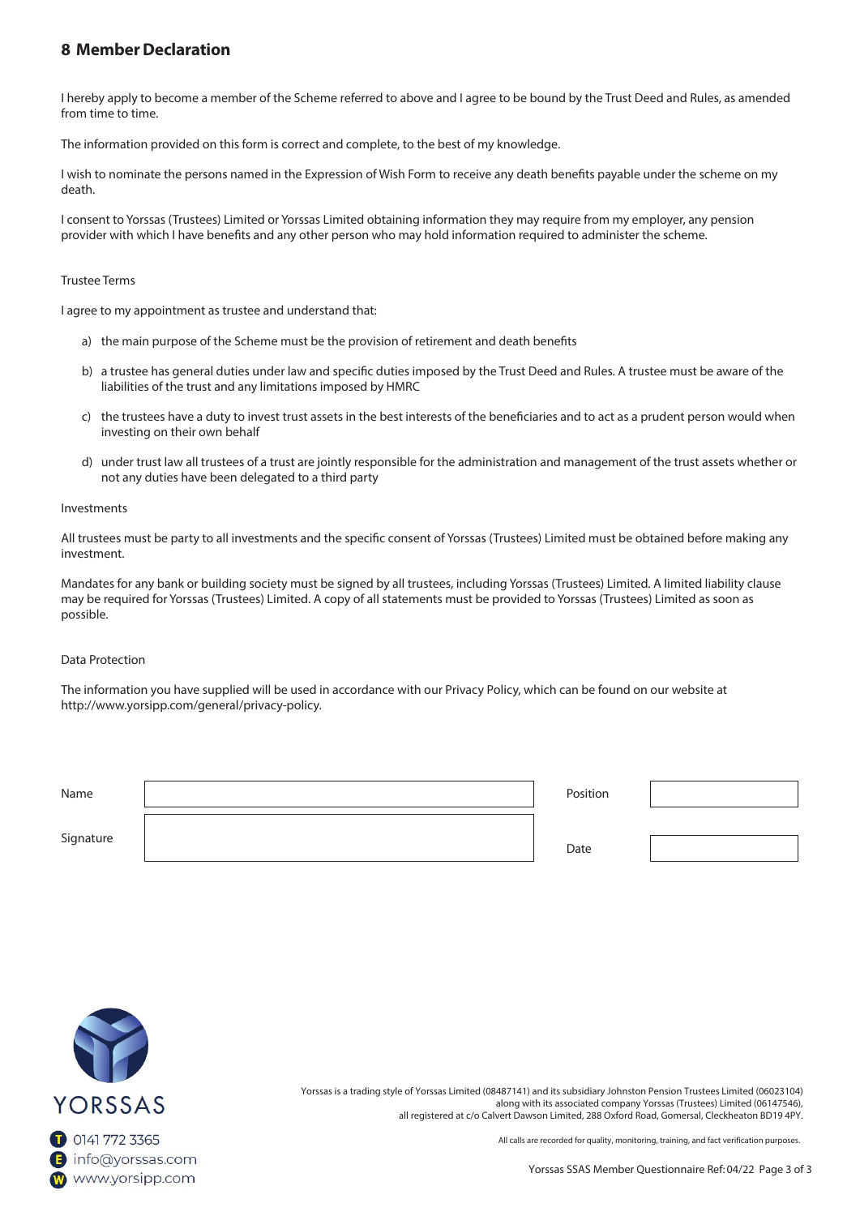## 8 Member Declaration

I hereby apply to become a member of the Scheme referred to above and I agree to be bound by the Trust Deed and Rules, as amended from time to time.

The information provided on this form is correct and complete, to the best of my knowledge.

I wish to nominate the persons named in the Expression of Wish Form to receive any death benefits payable under the scheme on my death.

I consent to Yorssas (Trustees) Limited or Yorssas Limited obtaining information they may require from my employer, any pension provider with which I have benefits and any other person who may hold information required to administer the scheme.

Trustee Terms

I agree to my appointment as trustee and understand that:

a) the main purpose of the Scheme must be the provision of retirement and death benefits

b) a trustee has general duties under law and specific duties imposed by the Trust Deed and Rules. A trustee must be aware of the liabilities of the trust and any limitations imposed by HMRC

c) the trustees have a duty to invest trust assets in the best interests of the beneficiaries and to act as a prudent person would when investing on their own behalf

d) under trust law all trustees of a trust are jointly responsible for the administration and management of the trust assets whether or not any duties have been delegated to a third party

Investments

All trustees must be party to all investments and the specific consent of Yorssas (Trustees) Limited must be obtained before making any investment.

Mandates for any bank or building society must be signed by all trustees, including Yorssas (Trustees) Limited. A limited liability clause may be required for Yorssas (Trustees) Limited. A copy of all statements must be provided to Yorssas (Trustees) Limited as soon as possible.

Data Protection

The information you have supplied will be used in accordance with our Privacy Policy, which can be found on our website at http://www.yorsipp.com/general/privacy-policy.

| | | | |
|---|---|---|---|
| Name | | Position | |
| Signature | | Date | |

YORSSAS

T 0141 772 3365
E info@yorssas.com
W www.yorsipp.com

Yorssas is a trading style of Yorssas Limited (08487141) and its subsidiary Johnston Pension Trustees Limited (06023104) along with its associated company Yorssas (Trustees) Limited (06147546), all registered at c/o Calvert Dawson Limited, 288 Oxford Road, Gomersal, Cleckheaton BD19 4PY.

All calls are recorded for quality, monitoring, training, and fact verification purposes.

Yorssas SSAS Member Questionnaire Ref: 04/22